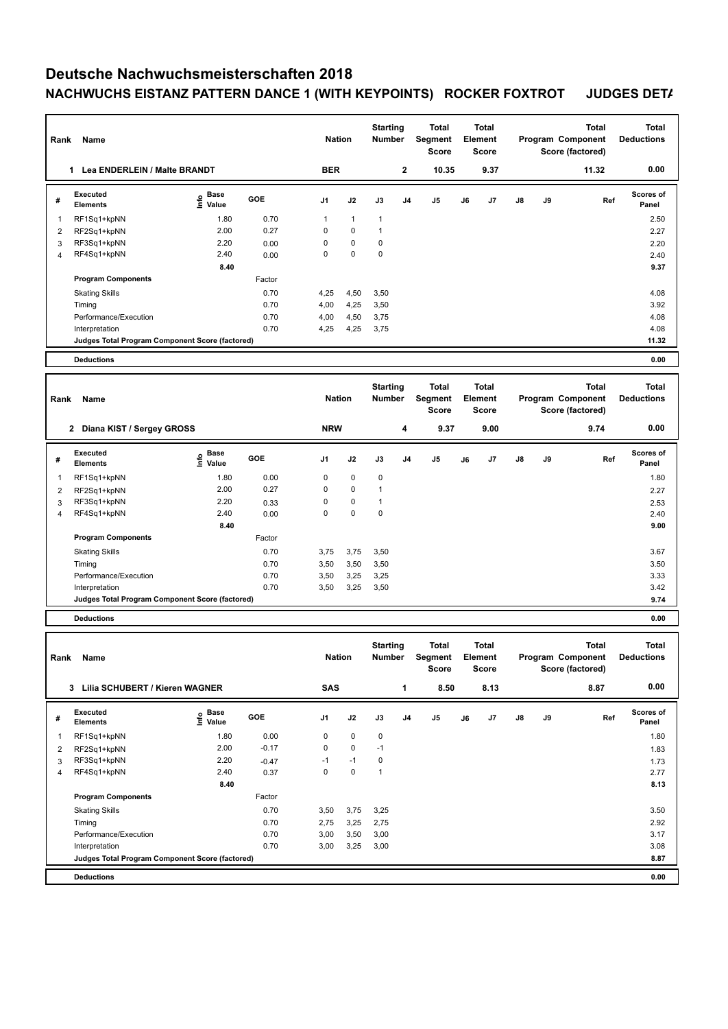# Deutsche Nachwuchsmeisterschaften 2018

## NACHWUCHS EISTANZ PATTERN DANCE 1 (WITH KEYPOINTS) ROCKER FOXTROT JUDGES DETA

| Rank | Name | Nation | Starting Number | Total Segment Score | Total Element Score | Total Program Component Score (factored) | Total Deductions |
|---|---|---|---|---|---|---|---|
| 1 | Lea ENDERLEIN / Malte BRANDT | BER | 2 | 10.35 | 9.37 | 11.32 | 0.00 |

| # | Executed Elements | Info | Base Value | GOE | J1 | J2 | J3 | J4 | J5 | J6 | J7 | J8 | J9 | Ref | Scores of Panel |
|---|---|---|---|---|---|---|---|---|---|---|---|---|---|---|---|
| 1 | RF1Sq1+kpNN | | 1.80 | 0.70 | 1 | 1 | 1 | | | | | | | | 2.50 |
| 2 | RF2Sq1+kpNN | | 2.00 | 0.27 | 0 | 0 | 1 | | | | | | | | 2.27 |
| 3 | RF3Sq1+kpNN | | 2.20 | 0.00 | 0 | 0 | 0 | | | | | | | | 2.20 |
| 4 | RF4Sq1+kpNN | | 2.40 | 0.00 | 0 | 0 | 0 | | | | | | | | 2.40 |
| | | | 8.40 | | | | | | | | | | | | 9.37 |
| | **Program Components** | | | Factor | | | | | | | | | | | |
| | Skating Skills | | | 0.70 | 4,25 | 4,50 | 3,50 | | | | | | | | 4.08 |
| | Timing | | | 0.70 | 4,00 | 4,25 | 3,50 | | | | | | | | 3.92 |
| | Performance/Execution | | | 0.70 | 4,00 | 4,50 | 3,75 | | | | | | | | 4.08 |
| | Interpretation | | | 0.70 | 4,25 | 4,25 | 3,75 | | | | | | | | 4.08 |
| | **Judges Total Program Component Score (factored)** | | | | | | | | | | | | | | 11.32 |
| | **Deductions** | | | | | | | | | | | | | | 0.00 |

| Rank | Name | Nation | Starting Number | Total Segment Score | Total Element Score | Total Program Component Score (factored) | Total Deductions |
|---|---|---|---|---|---|---|---|
| 2 | Diana KIST / Sergey GROSS | NRW | 4 | 9.37 | 9.00 | 9.74 | 0.00 |

| # | Executed Elements | Info | Base Value | GOE | J1 | J2 | J3 | J4 | J5 | J6 | J7 | J8 | J9 | Ref | Scores of Panel |
|---|---|---|---|---|---|---|---|---|---|---|---|---|---|---|---|
| 1 | RF1Sq1+kpNN | | 1.80 | 0.00 | 0 | 0 | 0 | | | | | | | | 1.80 |
| 2 | RF2Sq1+kpNN | | 2.00 | 0.27 | 0 | 0 | 1 | | | | | | | | 2.27 |
| 3 | RF3Sq1+kpNN | | 2.20 | 0.33 | 0 | 0 | 1 | | | | | | | | 2.53 |
| 4 | RF4Sq1+kpNN | | 2.40 | 0.00 | 0 | 0 | 0 | | | | | | | | 2.40 |
| | | | 8.40 | | | | | | | | | | | | 9.00 |
| | **Program Components** | | | Factor | | | | | | | | | | | |
| | Skating Skills | | | 0.70 | 3,75 | 3,75 | 3,50 | | | | | | | | 3.67 |
| | Timing | | | 0.70 | 3,50 | 3,50 | 3,50 | | | | | | | | 3.50 |
| | Performance/Execution | | | 0.70 | 3,50 | 3,25 | 3,25 | | | | | | | | 3.33 |
| | Interpretation | | | 0.70 | 3,50 | 3,25 | 3,50 | | | | | | | | 3.42 |
| | **Judges Total Program Component Score (factored)** | | | | | | | | | | | | | | 9.74 |
| | **Deductions** | | | | | | | | | | | | | | 0.00 |

| Rank | Name | Nation | Starting Number | Total Segment Score | Total Element Score | Total Program Component Score (factored) | Total Deductions |
|---|---|---|---|---|---|---|---|
| 3 | Lilia SCHUBERT / Kieren WAGNER | SAS | 1 | 8.50 | 8.13 | 8.87 | 0.00 |

| # | Executed Elements | Info | Base Value | GOE | J1 | J2 | J3 | J4 | J5 | J6 | J7 | J8 | J9 | Ref | Scores of Panel |
|---|---|---|---|---|---|---|---|---|---|---|---|---|---|---|---|
| 1 | RF1Sq1+kpNN | | 1.80 | 0.00 | 0 | 0 | 0 | | | | | | | | 1.80 |
| 2 | RF2Sq1+kpNN | | 2.00 | -0.17 | 0 | 0 | -1 | | | | | | | | 1.83 |
| 3 | RF3Sq1+kpNN | | 2.20 | -0.47 | -1 | -1 | 0 | | | | | | | | 1.73 |
| 4 | RF4Sq1+kpNN | | 2.40 | 0.37 | 0 | 0 | 1 | | | | | | | | 2.77 |
| | | | 8.40 | | | | | | | | | | | | 8.13 |
| | **Program Components** | | | Factor | | | | | | | | | | | |
| | Skating Skills | | | 0.70 | 3,50 | 3,75 | 3,25 | | | | | | | | 3.50 |
| | Timing | | | 0.70 | 2,75 | 3,25 | 2,75 | | | | | | | | 2.92 |
| | Performance/Execution | | | 0.70 | 3,00 | 3,50 | 3,00 | | | | | | | | 3.17 |
| | Interpretation | | | 0.70 | 3,00 | 3,25 | 3,00 | | | | | | | | 3.08 |
| | **Judges Total Program Component Score (factored)** | | | | | | | | | | | | | | 8.87 |
| | **Deductions** | | | | | | | | | | | | | | 0.00 |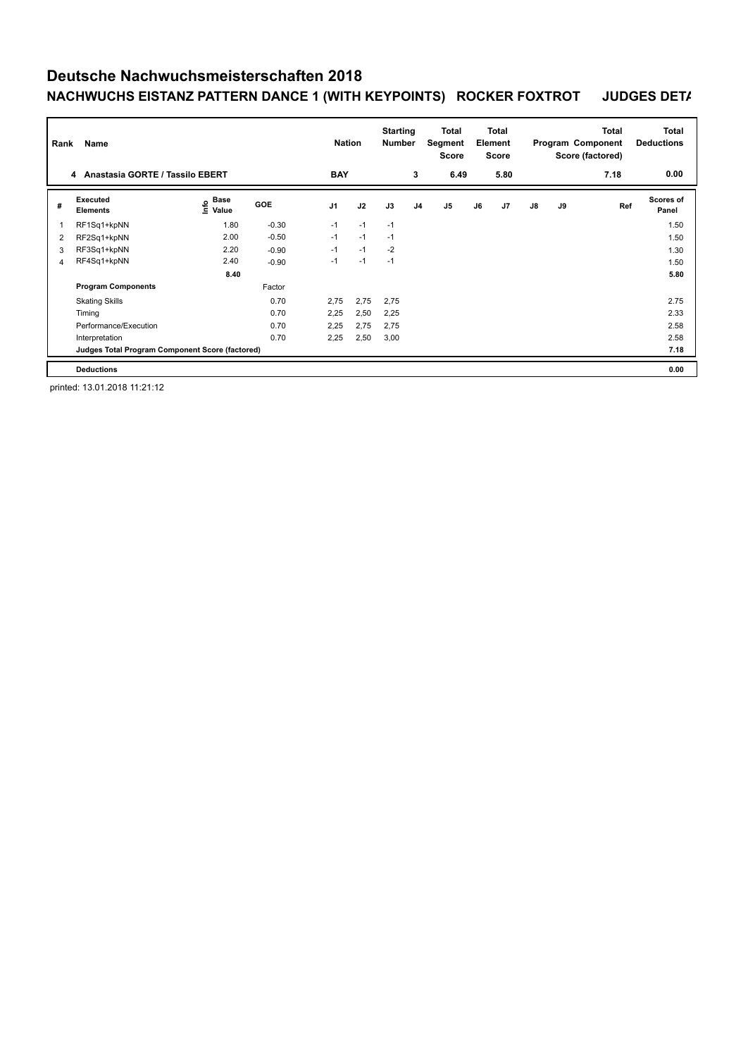# Deutsche Nachwuchsmeisterschaften 2018

## NACHWUCHS EISTANZ PATTERN DANCE 1 (WITH KEYPOINTS) ROCKER FOXTROT JUDGES DETA

| Rank | Name | Nation | Starting Number | Total Segment Score | Total Element Score | Total Program Component Score (factored) | Total Deductions |
|---|---|---|---|---|---|---|---|
| 4 | Anastasia GORTE / Tassilo EBERT | BAY | 3 | 6.49 | 5.80 | 7.18 | 0.00 |

| # | Executed Elements | Info | Base Value | GOE | J1 | J2 | J3 | J4 | J5 | J6 | J7 | J8 | J9 | Ref | Scores of Panel |
|---|---|---|---|---|---|---|---|---|---|---|---|---|---|---|---|
| 1 | RF1Sq1+kpNN | | 1.80 | -0.30 | -1 | -1 | -1 | | | | | | | | 1.50 |
| 2 | RF2Sq1+kpNN | | 2.00 | -0.50 | -1 | -1 | -1 | | | | | | | | 1.50 |
| 3 | RF3Sq1+kpNN | | 2.20 | -0.90 | -1 | -1 | -2 | | | | | | | | 1.30 |
| 4 | RF4Sq1+kpNN | | 2.40 | -0.90 | -1 | -1 | -1 | | | | | | | | 1.50 |
| | | | 8.40 | | | | | | | | | | | | 5.80 |
| | **Program Components** | | | Factor | | | | | | | | | | | |
| | Skating Skills | | | 0.70 | 2,75 | 2,75 | 2,75 | | | | | | | | 2.75 |
| | Timing | | | 0.70 | 2,25 | 2,50 | 2,25 | | | | | | | | 2.33 |
| | Performance/Execution | | | 0.70 | 2,25 | 2,75 | 2,75 | | | | | | | | 2.58 |
| | Interpretation | | | 0.70 | 2,25 | 2,50 | 3,00 | | | | | | | | 2.58 |
| | **Judges Total Program Component Score (factored)** | | | | | | | | | | | | | | 7.18 |
| | **Deductions** | | | | | | | | | | | | | | 0.00 |

printed: 13.01.2018 11:21:12